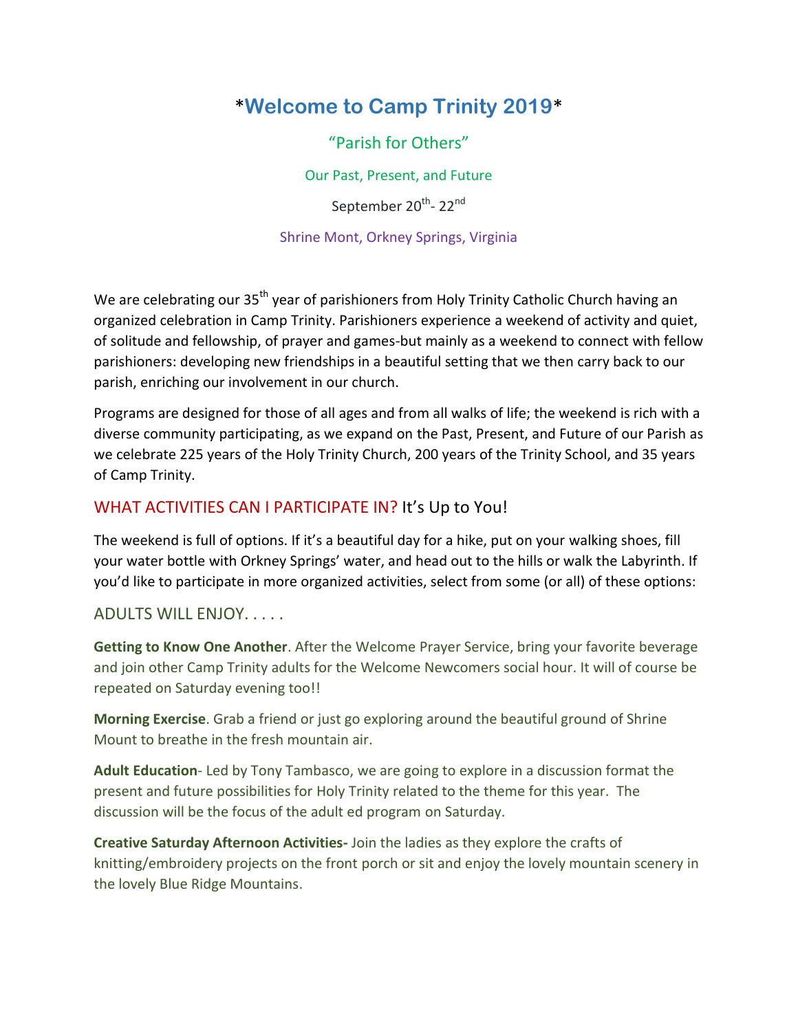# *Welcome to Camp Trinity 2019*

“Parish for Others”

Our Past, Present, and Future

September 20th- 22nd

Shrine Mont, Orkney Springs, Virginia

We are celebrating our 35th year of parishioners from Holy Trinity Catholic Church having an organized celebration in Camp Trinity. Parishioners experience a weekend of activity and quiet, of solitude and fellowship, of prayer and games-but mainly as a weekend to connect with fellow parishioners: developing new friendships in a beautiful setting that we then carry back to our parish, enriching our involvement in our church.

Programs are designed for those of all ages and from all walks of life; the weekend is rich with a diverse community participating, as we expand on the Past, Present, and Future of our Parish as we celebrate 225 years of the Holy Trinity Church, 200 years of the Trinity School, and 35 years of Camp Trinity.

## WHAT ACTIVITIES CAN I PARTICIPATE IN? It’s Up to You!

The weekend is full of options. If it’s a beautiful day for a hike, put on your walking shoes, fill your water bottle with Orkney Springs’ water, and head out to the hills or walk the Labyrinth. If you’d like to participate in more organized activities, select from some (or all) of these options:

### ADULTS WILL ENJOY. . . . .

**Getting to Know One Another**. After the Welcome Prayer Service, bring your favorite beverage and join other Camp Trinity adults for the Welcome Newcomers social hour. It will of course be repeated on Saturday evening too!!

**Morning Exercise**. Grab a friend or just go exploring around the beautiful ground of Shrine Mount to breathe in the fresh mountain air.

**Adult Education**- Led by Tony Tambasco, we are going to explore in a discussion format the present and future possibilities for Holy Trinity related to the theme for this year. The discussion will be the focus of the adult ed program on Saturday.

**Creative Saturday Afternoon Activities-** Join the ladies as they explore the crafts of knitting/embroidery projects on the front porch or sit and enjoy the lovely mountain scenery in the lovely Blue Ridge Mountains.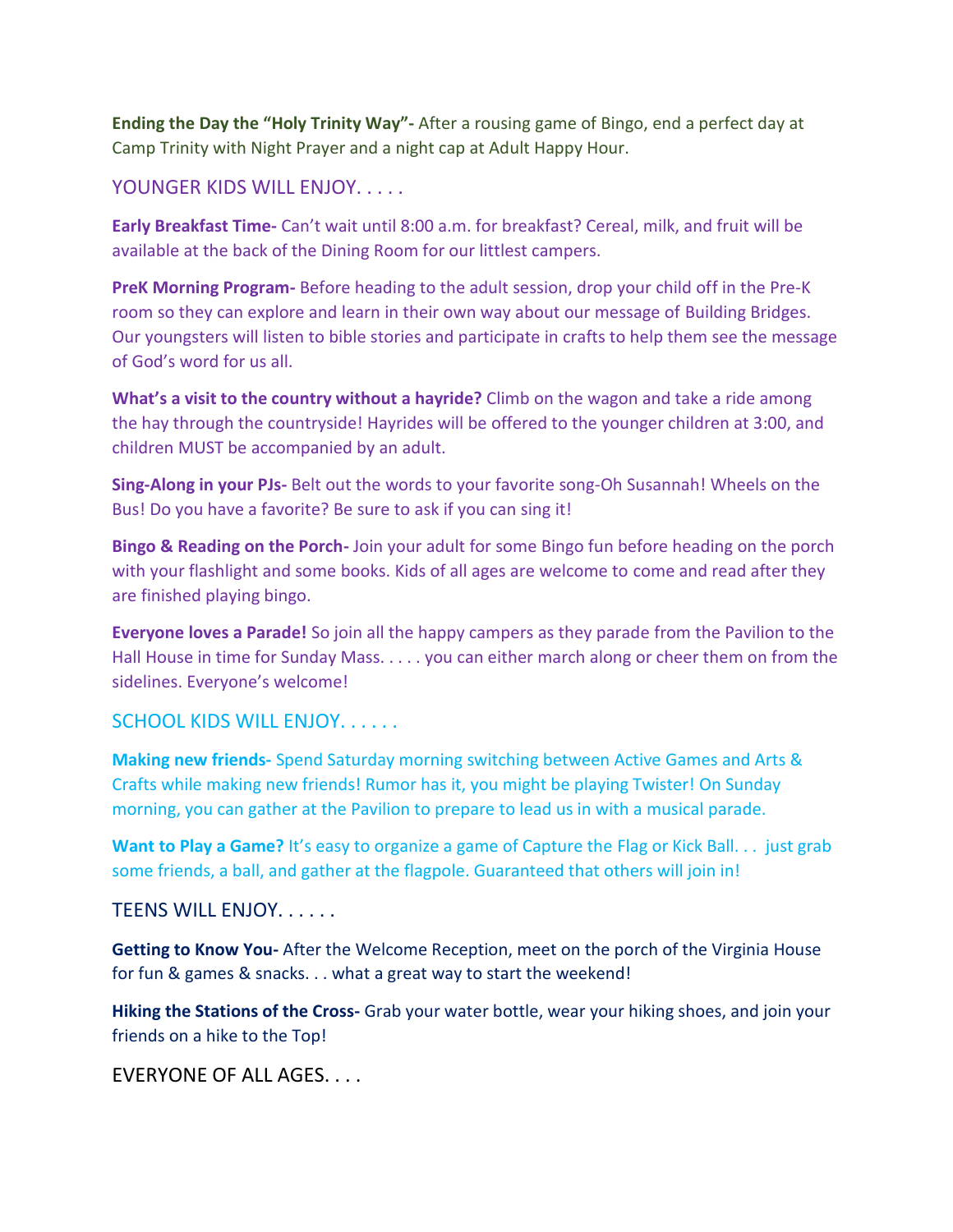**Ending the Day the "Holy Trinity Way"-** After a rousing game of Bingo, end a perfect day at Camp Trinity with Night Prayer and a night cap at Adult Happy Hour.

## YOUNGER KIDS WILL ENJOY. . . . .

**Early Breakfast Time-** Can't wait until 8:00 a.m. for breakfast? Cereal, milk, and fruit will be available at the back of the Dining Room for our littlest campers.

**PreK Morning Program-** Before heading to the adult session, drop your child off in the Pre-K room so they can explore and learn in their own way about our message of Building Bridges. Our youngsters will listen to bible stories and participate in crafts to help them see the message of God's word for us all.

**What's a visit to the country without a hayride?** Climb on the wagon and take a ride among the hay through the countryside! Hayrides will be offered to the younger children at 3:00, and children MUST be accompanied by an adult.

**Sing-Along in your PJs-** Belt out the words to your favorite song-Oh Susannah! Wheels on the Bus! Do you have a favorite? Be sure to ask if you can sing it!

**Bingo & Reading on the Porch-** Join your adult for some Bingo fun before heading on the porch with your flashlight and some books. Kids of all ages are welcome to come and read after they are finished playing bingo.

**Everyone loves a Parade!** So join all the happy campers as they parade from the Pavilion to the Hall House in time for Sunday Mass. . . . . you can either march along or cheer them on from the sidelines. Everyone's welcome!

## SCHOOL KIDS WILL ENJOY. . . . . .

**Making new friends-** Spend Saturday morning switching between Active Games and Arts & Crafts while making new friends! Rumor has it, you might be playing Twister! On Sunday morning, you can gather at the Pavilion to prepare to lead us in with a musical parade.

**Want to Play a Game?** It's easy to organize a game of Capture the Flag or Kick Ball. . . just grab some friends, a ball, and gather at the flagpole. Guaranteed that others will join in!

## TEENS WILL ENJOY. . . . . .

**Getting to Know You-** After the Welcome Reception, meet on the porch of the Virginia House for fun & games & snacks. . . what a great way to start the weekend!

**Hiking the Stations of the Cross-** Grab your water bottle, wear your hiking shoes, and join your friends on a hike to the Top!

## EVERYONE OF ALL AGES. . . .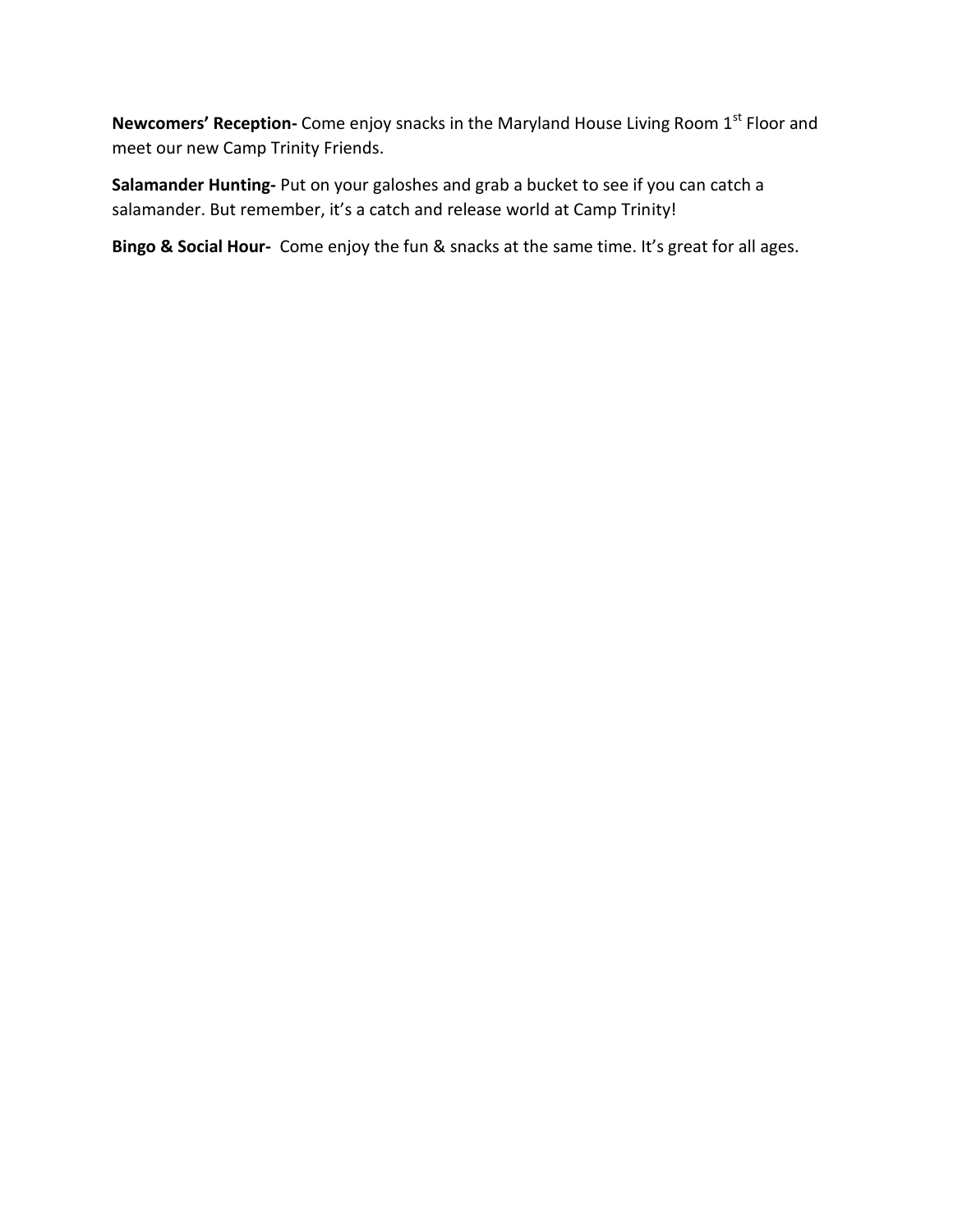**Newcomers' Reception-** Come enjoy snacks in the Maryland House Living Room 1st Floor and meet our new Camp Trinity Friends.

**Salamander Hunting-** Put on your galoshes and grab a bucket to see if you can catch a salamander. But remember, it's a catch and release world at Camp Trinity!

**Bingo & Social Hour-** Come enjoy the fun & snacks at the same time. It's great for all ages.